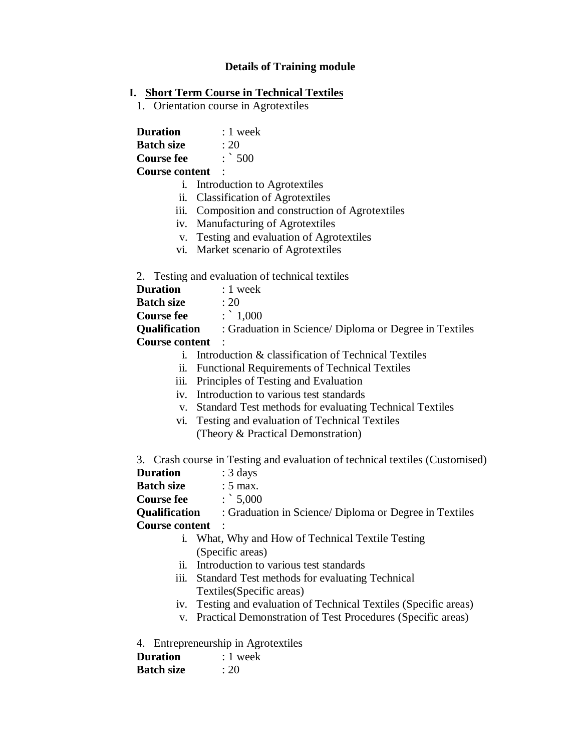**Details of Training module**

## I. <u>Short Term Course in Technical Textiles</u>

1. Orientation course in Agrotextiles

**Duration** : 1 week
**Batch size** : 20
**Course fee** : ` 500
**Course content** :

i. Introduction to Agrotextiles
ii. Classification of Agrotextiles
iii. Composition and construction of Agrotextiles
iv. Manufacturing of Agrotextiles
v. Testing and evaluation of Agrotextiles
vi. Market scenario of Agrotextiles

2. Testing and evaluation of technical textiles

**Duration** : 1 week
**Batch size** : 20
**Course fee** : ` 1,000
**Qualification** : Graduation in Science/ Diploma or Degree in Textiles
**Course content** :

i. Introduction & classification of Technical Textiles
ii. Functional Requirements of Technical Textiles
iii. Principles of Testing and Evaluation
iv. Introduction to various test standards
v. Standard Test methods for evaluating Technical Textiles
vi. Testing and evaluation of Technical Textiles (Theory & Practical Demonstration)

3. Crash course in Testing and evaluation of technical textiles (Customised)

**Duration** : 3 days
**Batch size** : 5 max.
**Course fee** : ` 5,000
**Qualification** : Graduation in Science/ Diploma or Degree in Textiles
**Course content** :

i. What, Why and How of Technical Textile Testing (Specific areas)
ii. Introduction to various test standards
iii. Standard Test methods for evaluating Technical Textiles(Specific areas)
iv. Testing and evaluation of Technical Textiles (Specific areas)
v. Practical Demonstration of Test Procedures (Specific areas)

4. Entrepreneurship in Agrotextiles

**Duration** : 1 week
**Batch size** : 20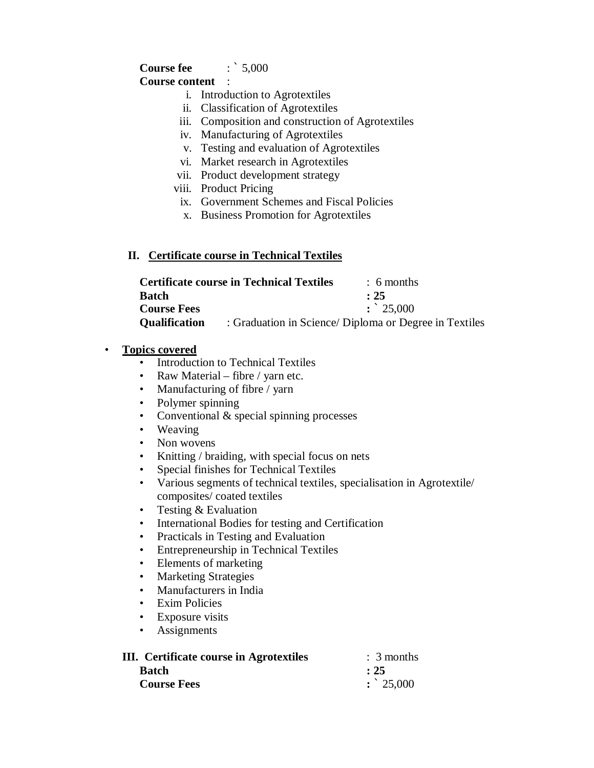**Course fee** : ` 5,000

**Course content** :

i. Introduction to Agrotextiles
ii. Classification of Agrotextiles
iii. Composition and construction of Agrotextiles
iv. Manufacturing of Agrotextiles
v. Testing and evaluation of Agrotextiles
vi. Market research in Agrotextiles
vii. Product development strategy
viii. Product Pricing
ix. Government Schemes and Fiscal Policies
x. Business Promotion for Agrotextiles

## II. Certificate course in Technical Textiles

**Certificate course in Technical Textiles** : 6 months
**Batch** **: 25**
**Course Fees** **:** ` 25,000
**Qualification** : Graduation in Science/ Diploma or Degree in Textiles

- **Topics covered**
  - Introduction to Technical Textiles
  - Raw Material – fibre / yarn etc.
  - Manufacturing of fibre / yarn
  - Polymer spinning
  - Conventional & special spinning processes
  - Weaving
  - Non wovens
  - Knitting / braiding, with special focus on nets
  - Special finishes for Technical Textiles
  - Various segments of technical textiles, specialisation in Agrotextile/ composites/ coated textiles
  - Testing & Evaluation
  - International Bodies for testing and Certification
  - Practicals in Testing and Evaluation
  - Entrepreneurship in Technical Textiles
  - Elements of marketing
  - Marketing Strategies
  - Manufacturers in India
  - Exim Policies
  - Exposure visits
  - Assignments

**III. Certificate course in Agrotextiles** : 3 months
**Batch** **: 25**
**Course Fees** **:** ` 25,000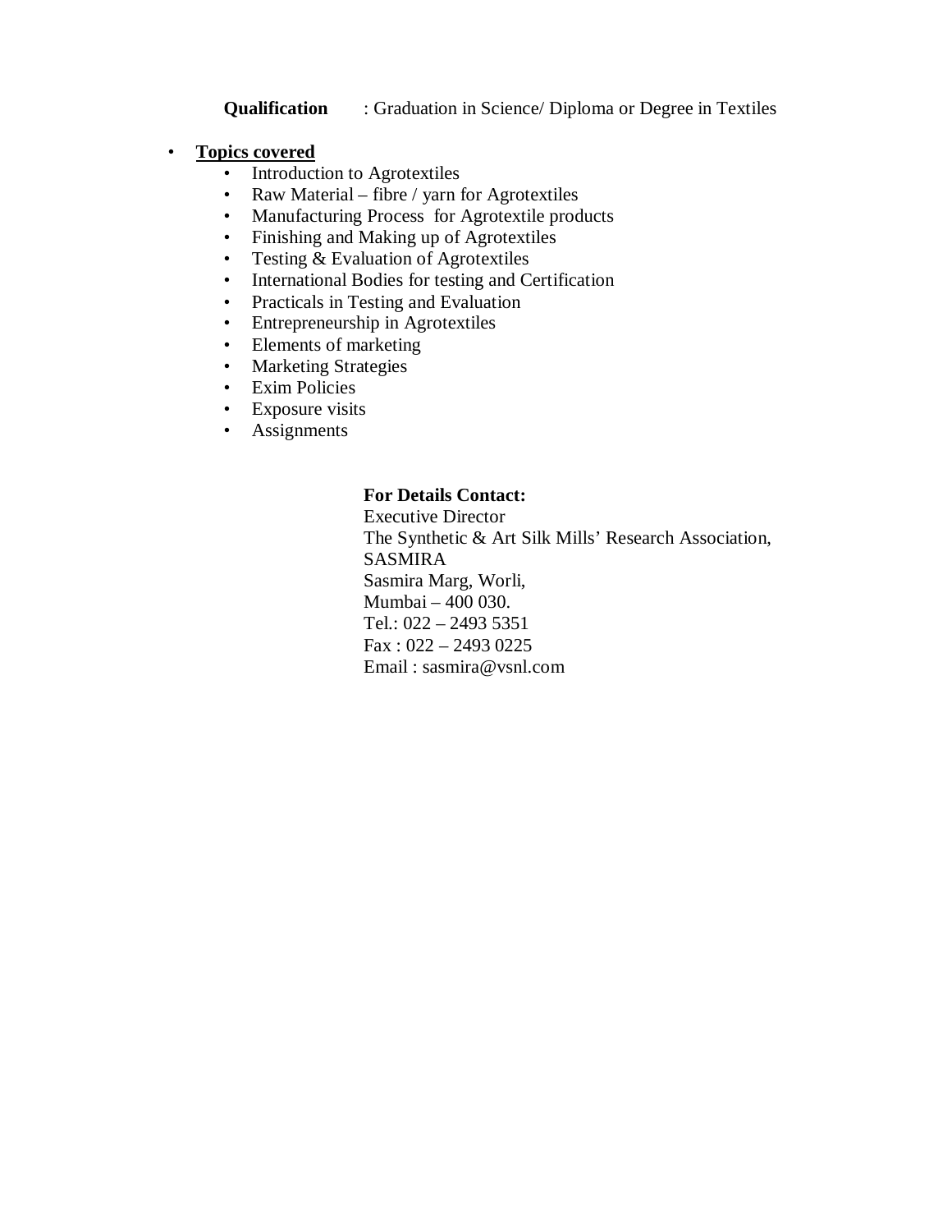**Qualification** : Graduation in Science/ Diploma or Degree in Textiles

- **Topics covered**
  - Introduction to Agrotextiles
  - Raw Material – fibre / yarn for Agrotextiles
  - Manufacturing Process for Agrotextile products
  - Finishing and Making up of Agrotextiles
  - Testing & Evaluation of Agrotextiles
  - International Bodies for testing and Certification
  - Practicals in Testing and Evaluation
  - Entrepreneurship in Agrotextiles
  - Elements of marketing
  - Marketing Strategies
  - Exim Policies
  - Exposure visits
  - Assignments

**For Details Contact:**
Executive Director
The Synthetic & Art Silk Mills' Research Association,
SASMIRA
Sasmira Marg, Worli,
Mumbai – 400 030.
Tel.: 022 – 2493 5351
Fax : 022 – 2493 0225
Email : sasmira@vsnl.com